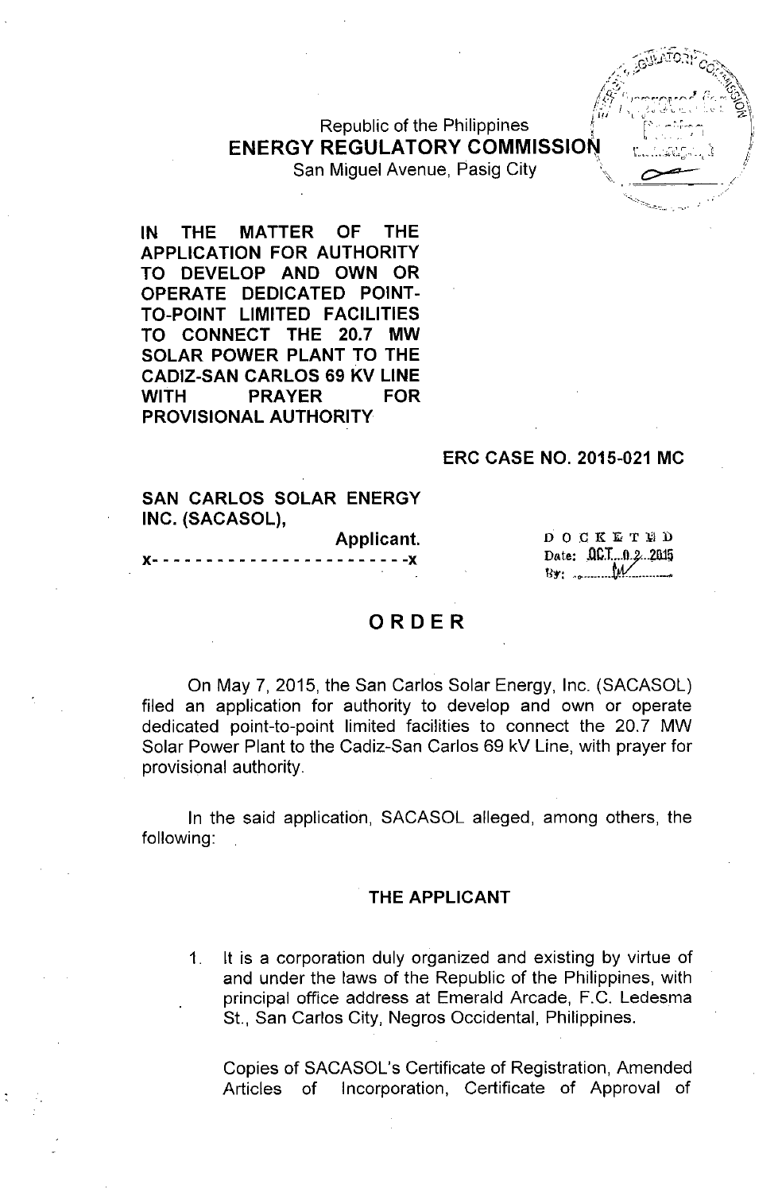Republic of the Philippines
**ENERGY REGULATORY COMMISSION**
San Miguel Avenue, Pasig City

**IN THE MATTER OF THE APPLICATION FOR AUTHORITY TO DEVELOP AND OWN OR OPERATE DEDICATED POINT-TO-POINT LIMITED FACILITIES TO CONNECT THE 20.7 MW SOLAR POWER PLANT TO THE CADIZ-SAN CARLOS 69 KV LINE WITH PRAYER FOR PROVISIONAL AUTHORITY**

**ERC CASE NO. 2015-021 MC**

**SAN CARLOS SOLAR ENERGY INC. (SACASOL),**
**Applicant.**
x- - - - - - - - - - - - - - - - - - - - - - - -x

DOCKETED
Date: OCT 02 2015
By: ______

# ORDER

On May 7, 2015, the San Carlos Solar Energy, Inc. (SACASOL) filed an application for authority to develop and own or operate dedicated point-to-point limited facilities to connect the 20.7 MW Solar Power Plant to the Cadiz-San Carlos 69 kV Line, with prayer for provisional authority.

In the said application, SACASOL alleged, among others, the following:

## THE APPLICANT

1. It is a corporation duly organized and existing by virtue of and under the laws of the Republic of the Philippines, with principal office address at Emerald Arcade, F.C. Ledesma St., San Carlos City, Negros Occidental, Philippines.

   Copies of SACASOL's Certificate of Registration, Amended Articles of Incorporation, Certificate of Approval of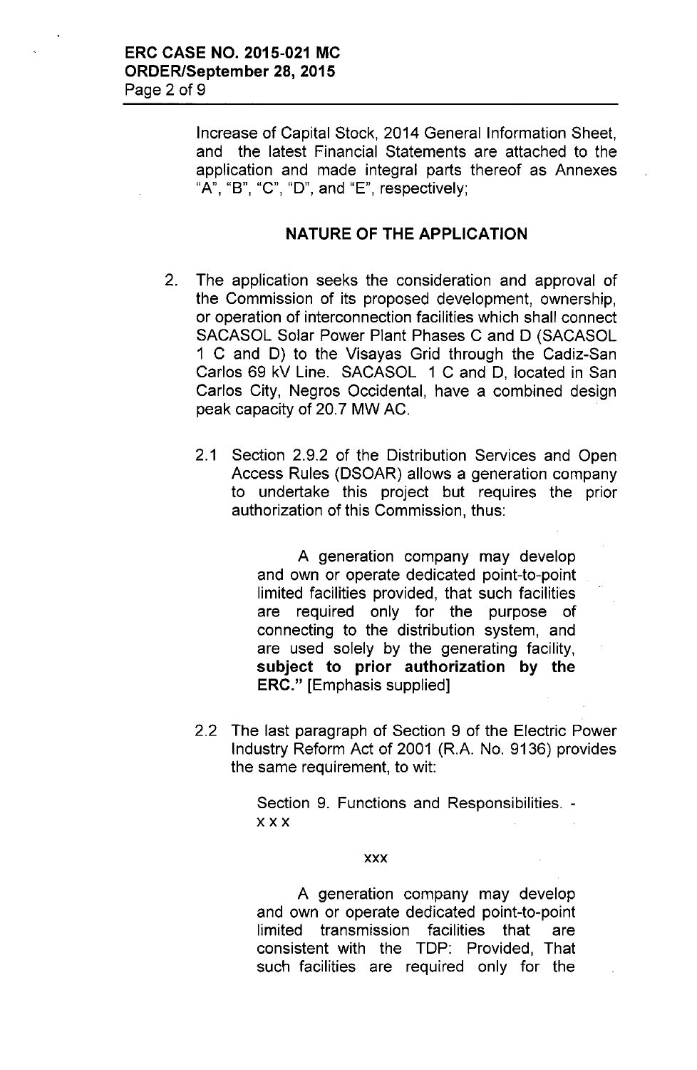Increase of Capital Stock, 2014 General Information Sheet, and the latest Financial Statements are attached to the application and made integral parts thereof as Annexes "A", "B", "C", "D", and "E", respectively;

## NATURE OF THE APPLICATION

2. The application seeks the consideration and approval of the Commission of its proposed development, ownership, or operation of interconnection facilities which shall connect SACASOL Solar Power Plant Phases C and D (SACASOL 1 C and D) to the Visayas Grid through the Cadiz-San Carlos 69 kV Line. SACASOL 1 C and D, located in San Carlos City, Negros Occidental, have a combined design peak capacity of 20.7 MW AC.

   2.1 Section 2.9.2 of the Distribution Services and Open Access Rules (DSOAR) allows a generation company to undertake this project but requires the prior authorization of this Commission, thus:

   > A generation company may develop and own or operate dedicated point-to-point limited facilities provided, that such facilities are required only for the purpose of connecting to the distribution system, and are used solely by the generating facility, **subject to prior authorization by the ERC."** [Emphasis supplied]

   2.2 The last paragraph of Section 9 of the Electric Power Industry Reform Act of 2001 (R.A. No. 9136) provides the same requirement, to wit:

   > Section 9. Functions and Responsibilities. - x x x
   >
   > xxx
   >
   > A generation company may develop and own or operate dedicated point-to-point limited transmission facilities that are consistent with the TDP: Provided, That such facilities are required only for the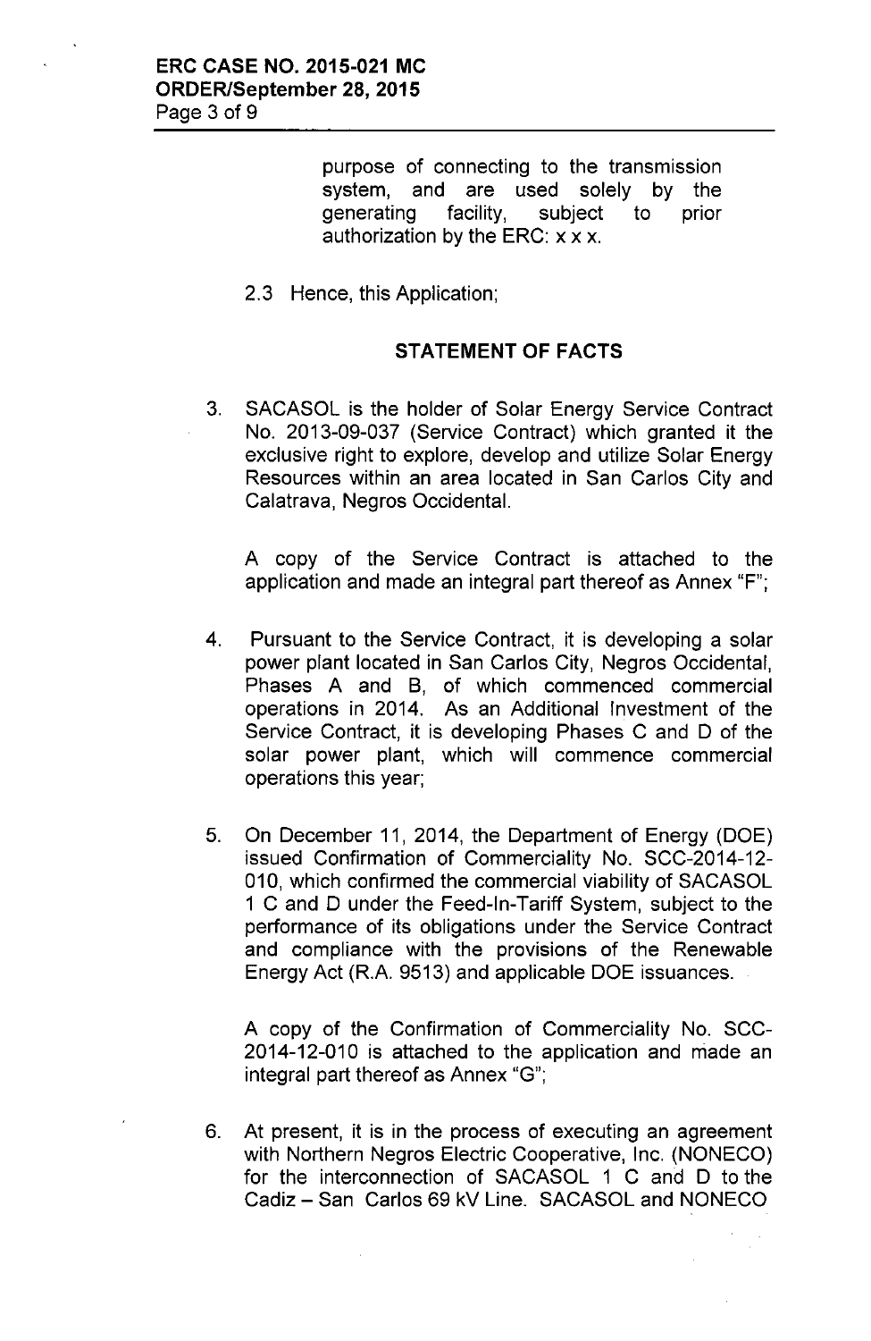purpose of connecting to the transmission system, and are used solely by the generating facility, subject to prior authorization by the ERC: x x x.

2.3 Hence, this Application;

## STATEMENT OF FACTS

3. SACASOL is the holder of Solar Energy Service Contract No. 2013-09-037 (Service Contract) which granted it the exclusive right to explore, develop and utilize Solar Energy Resources within an area located in San Carlos City and Calatrava, Negros Occidental.

   A copy of the Service Contract is attached to the application and made an integral part thereof as Annex "F";

4. Pursuant to the Service Contract, it is developing a solar power plant located in San Carlos City, Negros Occidental, Phases A and B, of which commenced commercial operations in 2014. As an Additional Investment of the Service Contract, it is developing Phases C and D of the solar power plant, which will commence commercial operations this year;

5. On December 11, 2014, the Department of Energy (DOE) issued Confirmation of Commerciality No. SCC-2014-12-010, which confirmed the commercial viability of SACASOL 1 C and D under the Feed-In-Tariff System, subject to the performance of its obligations under the Service Contract and compliance with the provisions of the Renewable Energy Act (R.A. 9513) and applicable DOE issuances.

   A copy of the Confirmation of Commerciality No. SCC-2014-12-010 is attached to the application and made an integral part thereof as Annex "G";

6. At present, it is in the process of executing an agreement with Northern Negros Electric Cooperative, Inc. (NONECO) for the interconnection of SACASOL 1 C and D to the Cadiz – San Carlos 69 kV Line. SACASOL and NONECO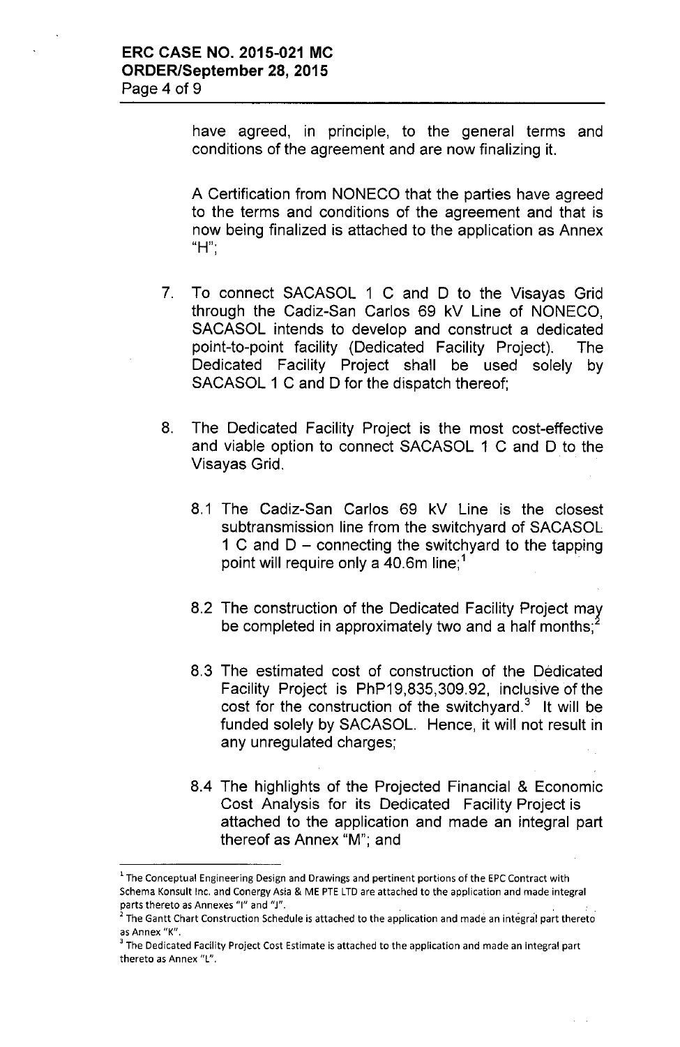have agreed, in principle, to the general terms and conditions of the agreement and are now finalizing it.

A Certification from NONECO that the parties have agreed to the terms and conditions of the agreement and that is now being finalized is attached to the application as Annex "H";

7. To connect SACASOL 1 C and D to the Visayas Grid through the Cadiz-San Carlos 69 kV Line of NONECO, SACASOL intends to develop and construct a dedicated point-to-point facility (Dedicated Facility Project). The Dedicated Facility Project shall be used solely by SACASOL 1 C and D for the dispatch thereof;

8. The Dedicated Facility Project is the most cost-effective and viable option to connect SACASOL 1 C and D to the Visayas Grid.

   8.1 The Cadiz-San Carlos 69 kV Line is the closest subtransmission line from the switchyard of SACASOL 1 C and D – connecting the switchyard to the tapping point will require only a 40.6m line;[1]

   8.2 The construction of the Dedicated Facility Project may be completed in approximately two and a half months;[2]

   8.3 The estimated cost of construction of the Dedicated Facility Project is PhP19,835,309.92, inclusive of the cost for the construction of the switchyard.[3] It will be funded solely by SACASOL. Hence, it will not result in any unregulated charges;

   8.4 The highlights of the Projected Financial & Economic Cost Analysis for its Dedicated Facility Project is attached to the application and made an integral part thereof as Annex "M"; and

---

[1] The Conceptual Engineering Design and Drawings and pertinent portions of the EPC Contract with Schema Konsult Inc. and Conergy Asia & ME PTE LTD are attached to the application and made integral parts thereto as Annexes "I" and "J".

[2] The Gantt Chart Construction Schedule is attached to the application and made an integral part thereto as Annex "K".

[3] The Dedicated Facility Project Cost Estimate is attached to the application and made an integral part thereto as Annex "L".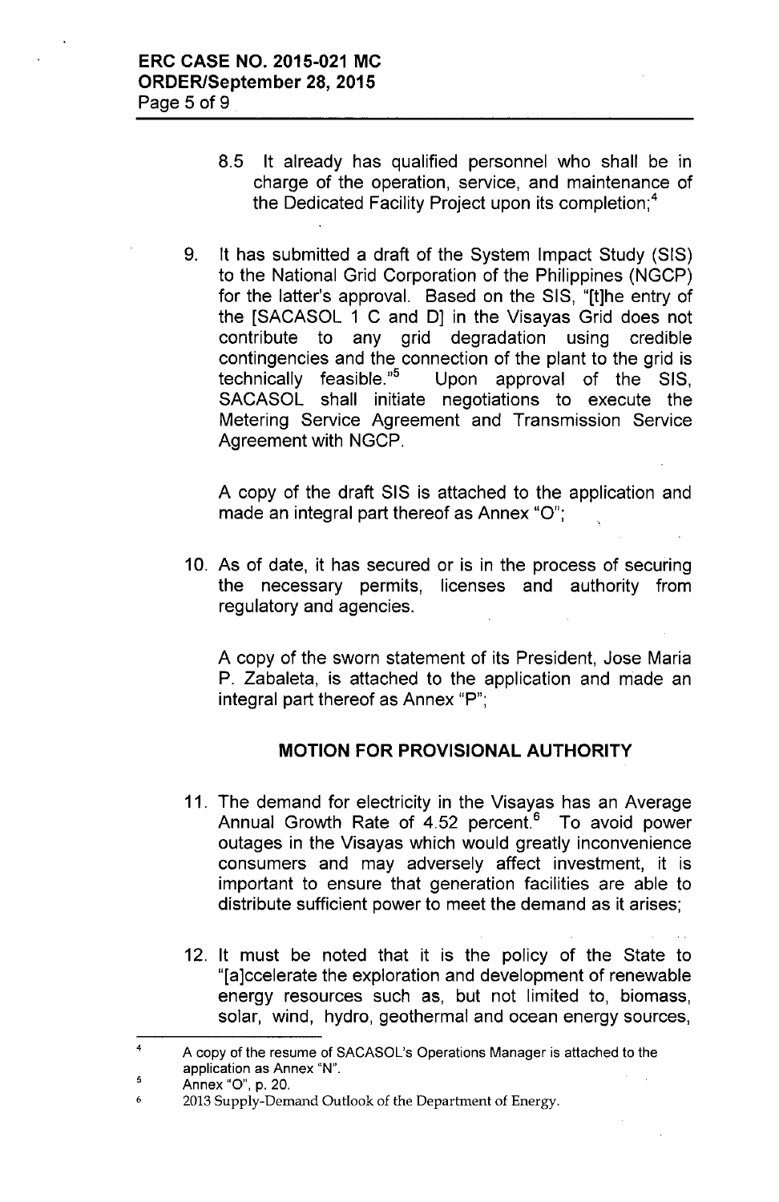8.5 It already has qualified personnel who shall be in charge of the operation, service, and maintenance of the Dedicated Facility Project upon its completion;[4]

9. It has submitted a draft of the System Impact Study (SIS) to the National Grid Corporation of the Philippines (NGCP) for the latter's approval. Based on the SIS, "[t]he entry of the [SACASOL 1 C and D] in the Visayas Grid does not contribute to any grid degradation using credible contingencies and the connection of the plant to the grid is technically feasible."[5] Upon approval of the SIS, SACASOL shall initiate negotiations to execute the Metering Service Agreement and Transmission Service Agreement with NGCP.

   A copy of the draft SIS is attached to the application and made an integral part thereof as Annex "O";

10. As of date, it has secured or is in the process of securing the necessary permits, licenses and authority from regulatory and agencies.

    A copy of the sworn statement of its President, Jose Maria P. Zabaleta, is attached to the application and made an integral part thereof as Annex "P";

## MOTION FOR PROVISIONAL AUTHORITY

11. The demand for electricity in the Visayas has an Average Annual Growth Rate of 4.52 percent.[6] To avoid power outages in the Visayas which would greatly inconvenience consumers and may adversely affect investment, it is important to ensure that generation facilities are able to distribute sufficient power to meet the demand as it arises;

12. It must be noted that it is the policy of the State to "[a]ccelerate the exploration and development of renewable energy resources such as, but not limited to, biomass, solar, wind, hydro, geothermal and ocean energy sources,

---

[4] A copy of the resume of SACASOL's Operations Manager is attached to the application as Annex "N".

[5] Annex "O", p. 20.

[6] 2013 Supply-Demand Outlook of the Department of Energy.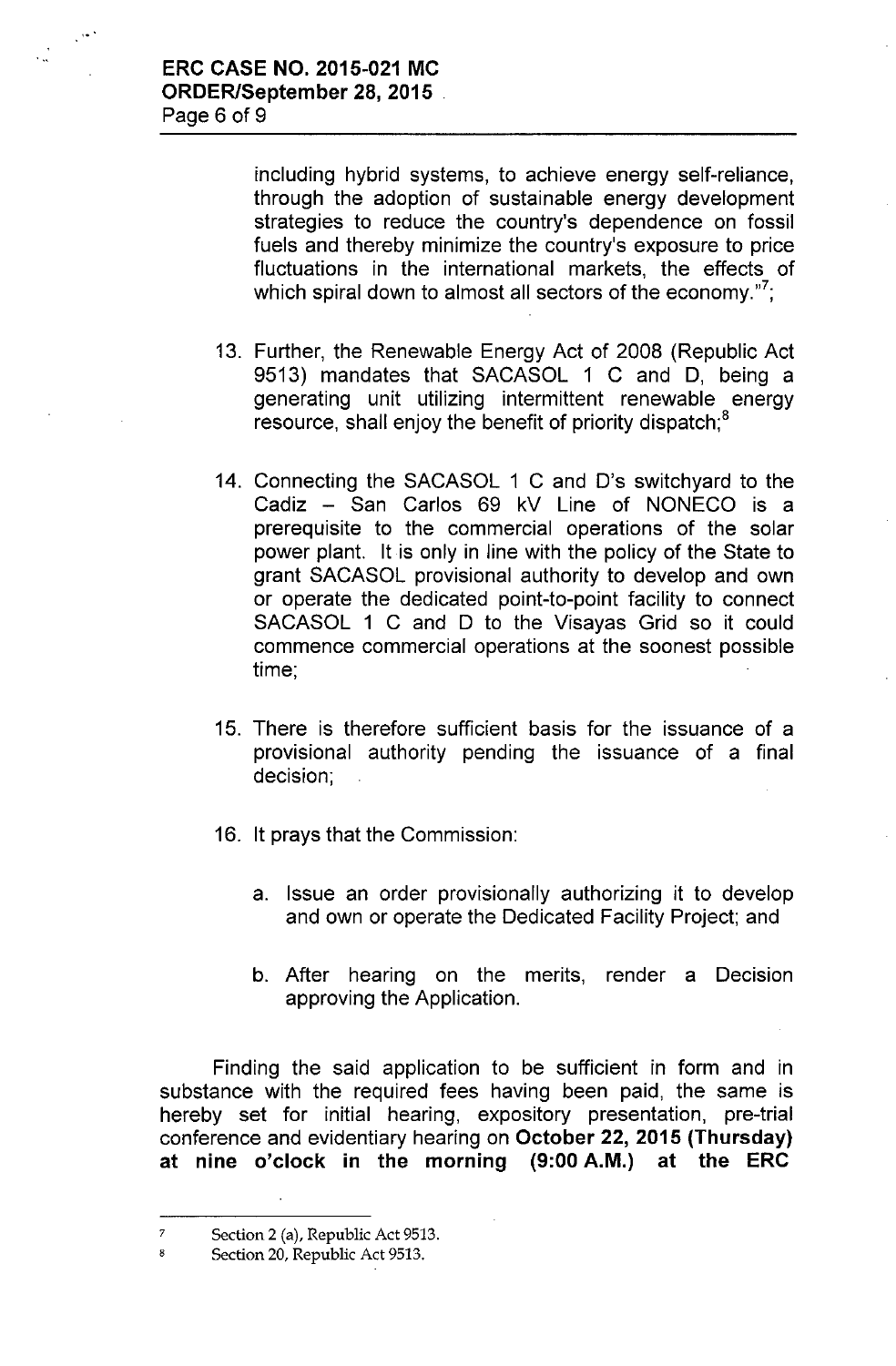including hybrid systems, to achieve energy self-reliance, through the adoption of sustainable energy development strategies to reduce the country's dependence on fossil fuels and thereby minimize the country's exposure to price fluctuations in the international markets, the effects of which spiral down to almost all sectors of the economy."[7];

13. Further, the Renewable Energy Act of 2008 (Republic Act 9513) mandates that SACASOL 1 C and D, being a generating unit utilizing intermittent renewable energy resource, shall enjoy the benefit of priority dispatch;[8]

14. Connecting the SACASOL 1 C and D's switchyard to the Cadiz – San Carlos 69 kV Line of NONECO is a prerequisite to the commercial operations of the solar power plant. It is only in line with the policy of the State to grant SACASOL provisional authority to develop and own or operate the dedicated point-to-point facility to connect SACASOL 1 C and D to the Visayas Grid so it could commence commercial operations at the soonest possible time;

15. There is therefore sufficient basis for the issuance of a provisional authority pending the issuance of a final decision;

16. It prays that the Commission:

    a. Issue an order provisionally authorizing it to develop and own or operate the Dedicated Facility Project; and

    b. After hearing on the merits, render a Decision approving the Application.

Finding the said application to be sufficient in form and in substance with the required fees having been paid, the same is hereby set for initial hearing, expository presentation, pre-trial conference and evidentiary hearing on **October 22, 2015 (Thursday) at nine o'clock in the morning (9:00 A.M.) at the ERC**

---

[7] Section 2 (a), Republic Act 9513.

[8] Section 20, Republic Act 9513.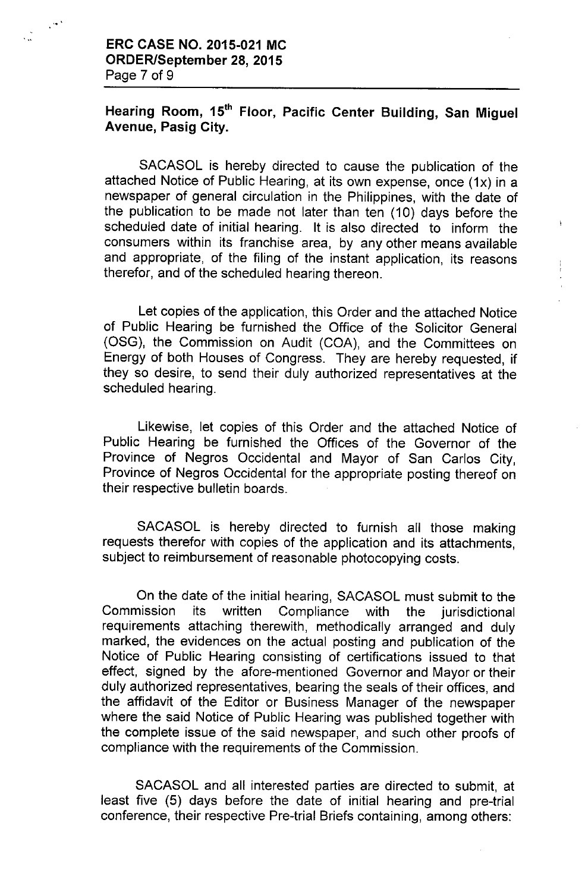**Hearing Room, 15th Floor, Pacific Center Building, San Miguel Avenue, Pasig City.**

SACASOL is hereby directed to cause the publication of the attached Notice of Public Hearing, at its own expense, once (1x) in a newspaper of general circulation in the Philippines, with the date of the publication to be made not later than ten (10) days before the scheduled date of initial hearing. It is also directed to inform the consumers within its franchise area, by any other means available and appropriate, of the filing of the instant application, its reasons therefor, and of the scheduled hearing thereon.

Let copies of the application, this Order and the attached Notice of Public Hearing be furnished the Office of the Solicitor General (OSG), the Commission on Audit (COA), and the Committees on Energy of both Houses of Congress. They are hereby requested, if they so desire, to send their duly authorized representatives at the scheduled hearing.

Likewise, let copies of this Order and the attached Notice of Public Hearing be furnished the Offices of the Governor of the Province of Negros Occidental and Mayor of San Carlos City, Province of Negros Occidental for the appropriate posting thereof on their respective bulletin boards.

SACASOL is hereby directed to furnish all those making requests therefor with copies of the application and its attachments, subject to reimbursement of reasonable photocopying costs.

On the date of the initial hearing, SACASOL must submit to the Commission its written Compliance with the jurisdictional requirements attaching therewith, methodically arranged and duly marked, the evidences on the actual posting and publication of the Notice of Public Hearing consisting of certifications issued to that effect, signed by the afore-mentioned Governor and Mayor or their duly authorized representatives, bearing the seals of their offices, and the affidavit of the Editor or Business Manager of the newspaper where the said Notice of Public Hearing was published together with the complete issue of the said newspaper, and such other proofs of compliance with the requirements of the Commission.

SACASOL and all interested parties are directed to submit, at least five (5) days before the date of initial hearing and pre-trial conference, their respective Pre-trial Briefs containing, among others: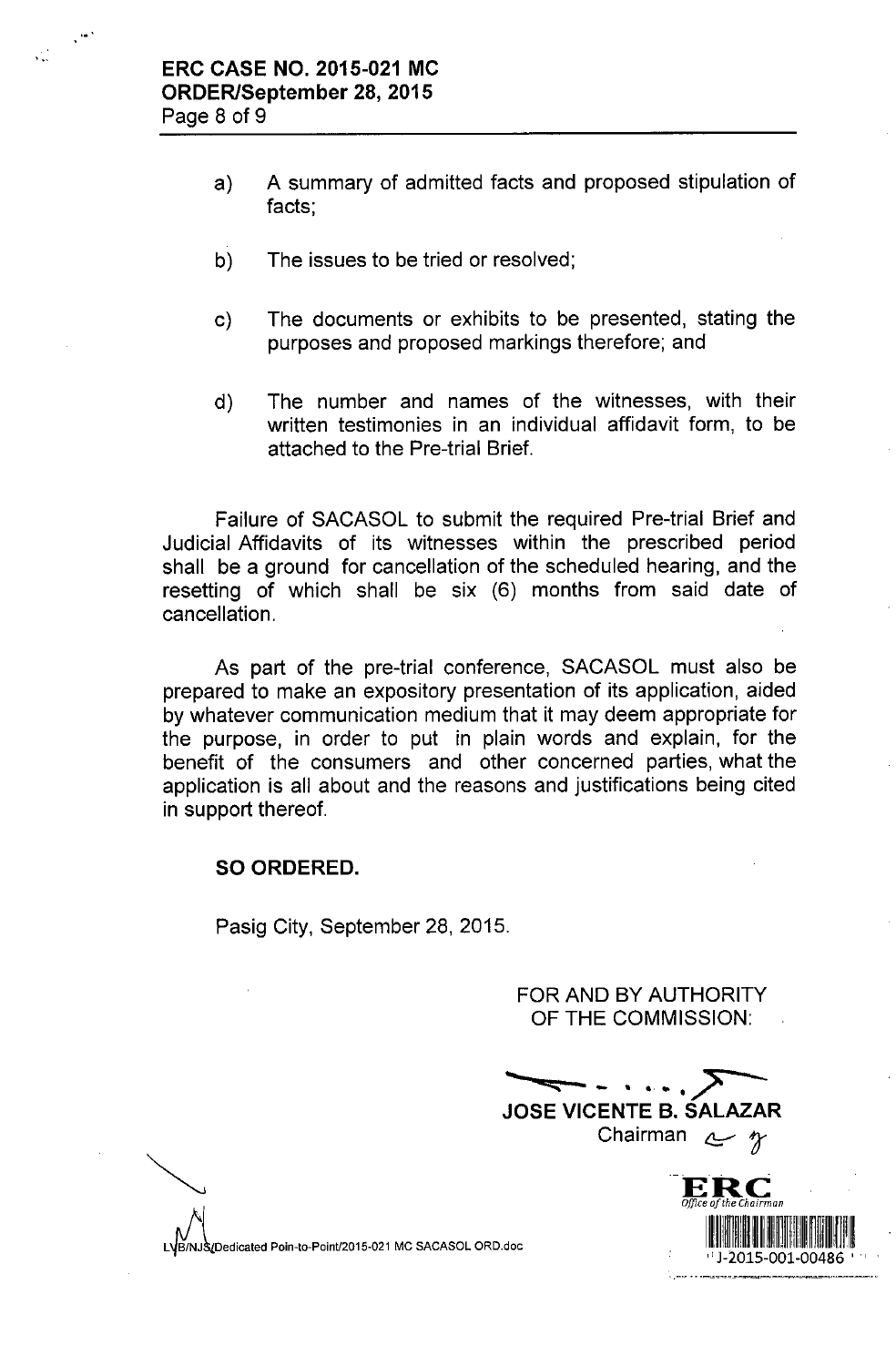a) A summary of admitted facts and proposed stipulation of facts;

b) The issues to be tried or resolved;

c) The documents or exhibits to be presented, stating the purposes and proposed markings therefore; and

d) The number and names of the witnesses, with their written testimonies in an individual affidavit form, to be attached to the Pre-trial Brief.

Failure of SACASOL to submit the required Pre-trial Brief and Judicial Affidavits of its witnesses within the prescribed period shall be a ground for cancellation of the scheduled hearing, and the resetting of which shall be six (6) months from said date of cancellation.

As part of the pre-trial conference, SACASOL must also be prepared to make an expository presentation of its application, aided by whatever communication medium that it may deem appropriate for the purpose, in order to put in plain words and explain, for the benefit of the consumers and other concerned parties, what the application is all about and the reasons and justifications being cited in support thereof.

**SO ORDERED.**

Pasig City, September 28, 2015.

FOR AND BY AUTHORITY OF THE COMMISSION:

**JOSE VICENTE B. SALAZAR**
Chairman

ERC
Office of the Chairman
J-2015-001-00486

LVB/NJS/Dedicated Poin-to-Point/2015-021 MC SACASOL ORD.doc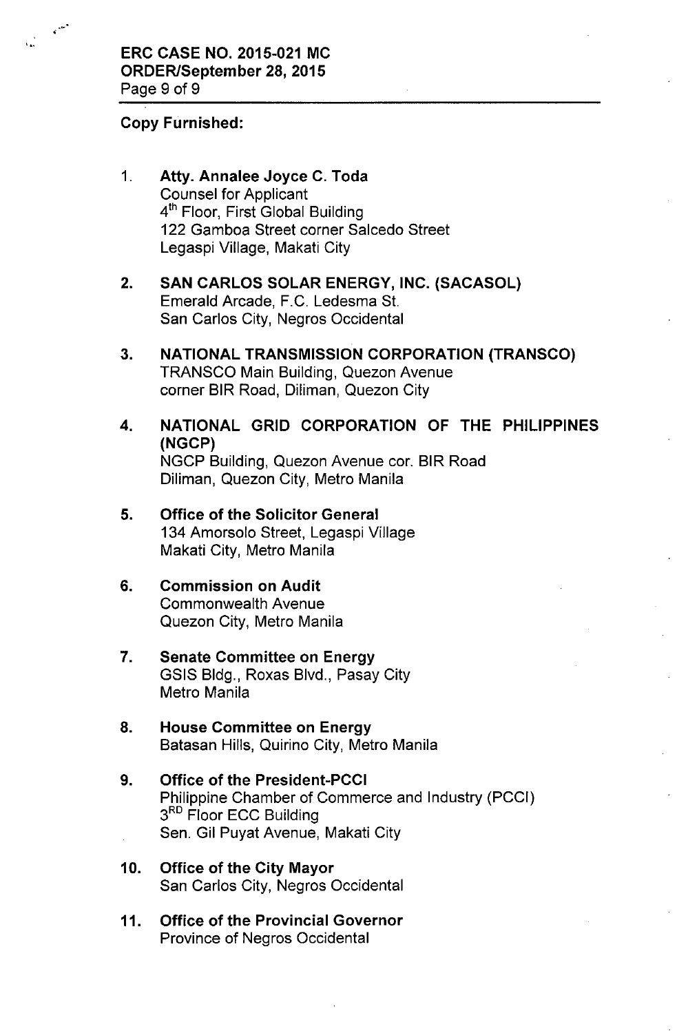**Copy Furnished:**

1. **Atty. Annalee Joyce C. Toda**
   Counsel for Applicant
   4th Floor, First Global Building
   122 Gamboa Street corner Salcedo Street
   Legaspi Village, Makati City

2. **SAN CARLOS SOLAR ENERGY, INC. (SACASOL)**
   Emerald Arcade, F.C. Ledesma St.
   San Carlos City, Negros Occidental

3. **NATIONAL TRANSMISSION CORPORATION (TRANSCO)**
   TRANSCO Main Building, Quezon Avenue
   corner BIR Road, Diliman, Quezon City

4. **NATIONAL GRID CORPORATION OF THE PHILIPPINES (NGCP)**
   NGCP Building, Quezon Avenue cor. BIR Road
   Diliman, Quezon City, Metro Manila

5. **Office of the Solicitor General**
   134 Amorsolo Street, Legaspi Village
   Makati City, Metro Manila

6. **Commission on Audit**
   Commonwealth Avenue
   Quezon City, Metro Manila

7. **Senate Committee on Energy**
   GSIS Bldg., Roxas Blvd., Pasay City
   Metro Manila

8. **House Committee on Energy**
   Batasan Hills, Quirino City, Metro Manila

9. **Office of the President-PCCI**
   Philippine Chamber of Commerce and Industry (PCCI)
   3RD Floor ECC Building
   Sen. Gil Puyat Avenue, Makati City

10. **Office of the City Mayor**
    San Carlos City, Negros Occidental

11. **Office of the Provincial Governor**
    Province of Negros Occidental